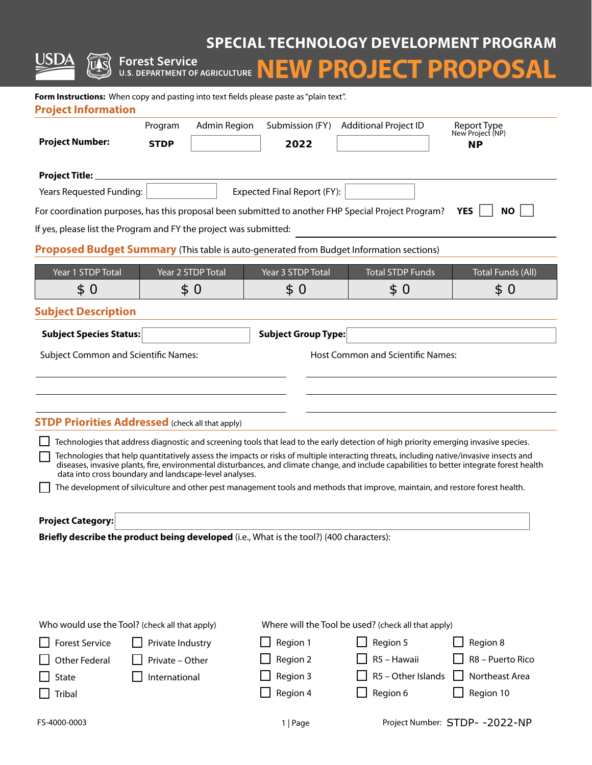USDA Forest Service
U.S. DEPARTMENT OF AGRICULTURE

# SPECIAL TECHNOLOGY DEVELOPMENT PROGRAM
# NEW PROJECT PROPOSAL

**Form Instructions:** When copy and pasting into text fields please paste as "plain text".

## Project Information

| | Program | Admin Region | Submission (FY) | Additional Project ID | Report Type New Project (NP) |
|---|---|---|---|---|---|
| **Project Number:** | **STDP** | | **2022** | | **NP** |

**Project Title:** ____________________

Years Requested Funding: ______ Expected Final Report (FY): ______

For coordination purposes, has this proposal been submitted to another FHP Special Project Program? **YES** ☐ **NO** ☐

If yes, please list the Program and FY the project was submitted: ____________________

## Proposed Budget Summary (This table is auto-generated from Budget Information sections)

| Year 1 STDP Total | Year 2 STDP Total | Year 3 STDP Total | Total STDP Funds | Total Funds (All) |
|---|---|---|---|---|
| $ 0 | $ 0 | $ 0 | $ 0 | $ 0 |

## Subject Description

**Subject Species Status:** ______ **Subject Group Type:** ______

Subject Common and Scientific Names: ____________________

Host Common and Scientific Names: ____________________

## STDP Priorities Addressed (check all that apply)

- ☐ Technologies that address diagnostic and screening tools that lead to the early detection of high priority emerging invasive species.
- ☐ Technologies that help quantitatively assess the impacts or risks of multiple interacting threats, including native/invasive insects and diseases, invasive plants, fire, environmental disturbances, and climate change, and include capabilities to better integrate forest health data into cross boundary and landscape-level analyses.
- ☐ The development of silviculture and other pest management tools and methods that improve, maintain, and restore forest health.

**Project Category:** ____________________

**Briefly describe the product being developed** (i.e., What is the tool?) (400 characters):

Who would use the Tool? (check all that apply)

- ☐ Forest Service
- ☐ Other Federal
- ☐ State
- ☐ Tribal
- ☐ Private Industry
- ☐ Private – Other
- ☐ International

Where will the Tool be used? (check all that apply)

- ☐ Region 1
- ☐ Region 2
- ☐ Region 3
- ☐ Region 4
- ☐ Region 5
- ☐ R5 – Hawaii
- ☐ R5 – Other Islands
- ☐ Region 6
- ☐ Region 8
- ☐ R8 – Puerto Rico
- ☐ Northeast Area
- ☐ Region 10

FS-4000-0003

Project Number: STDP- -2022-NP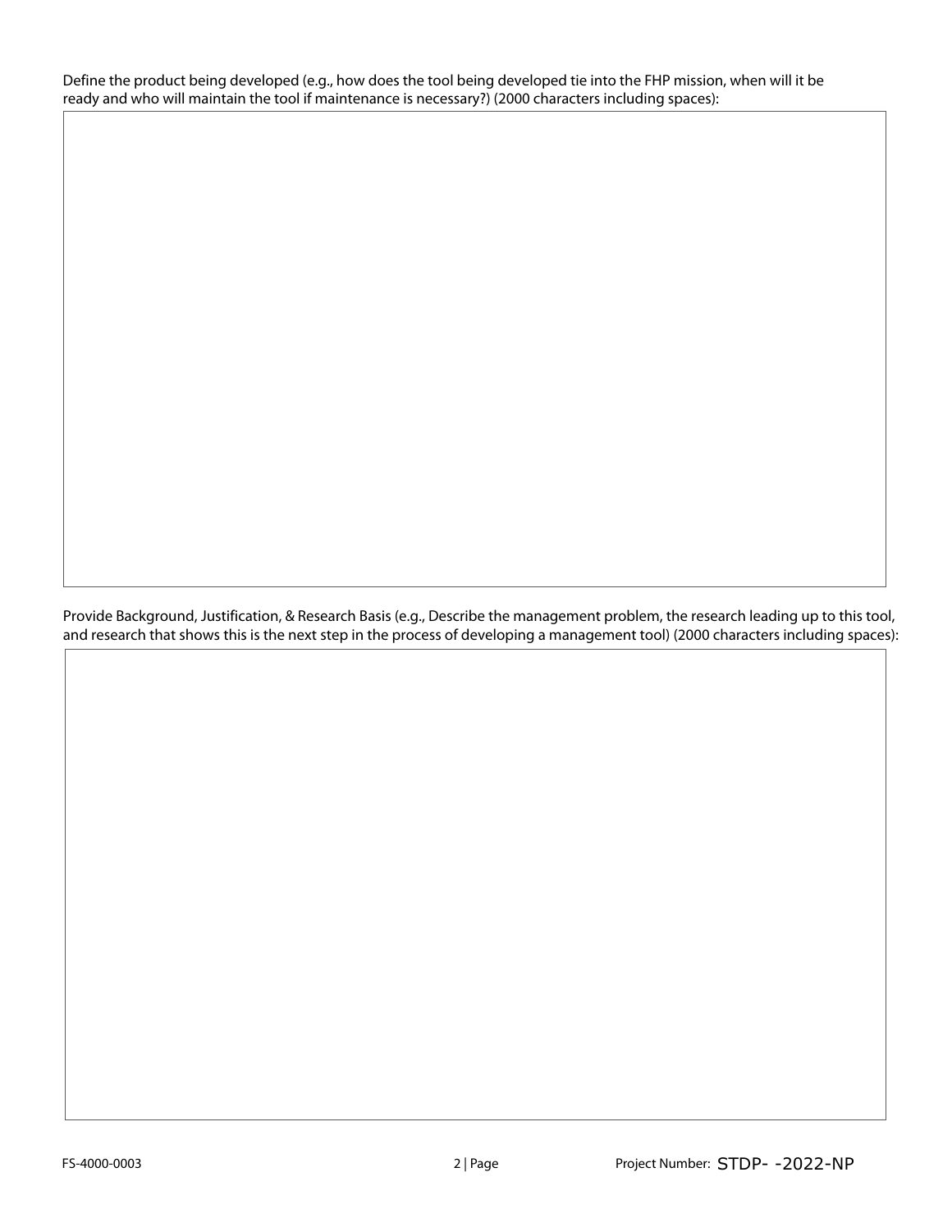Define the product being developed (e.g., how does the tool being developed tie into the FHP mission, when will it be ready and who will maintain the tool if maintenance is necessary?) (2000 characters including spaces):

Provide Background, Justification, & Research Basis (e.g., Describe the management problem, the research leading up to this tool, and research that shows this is the next step in the process of developing a management tool) (2000 characters including spaces):

FS-4000-0003

Project Number: STDP- -2022-NP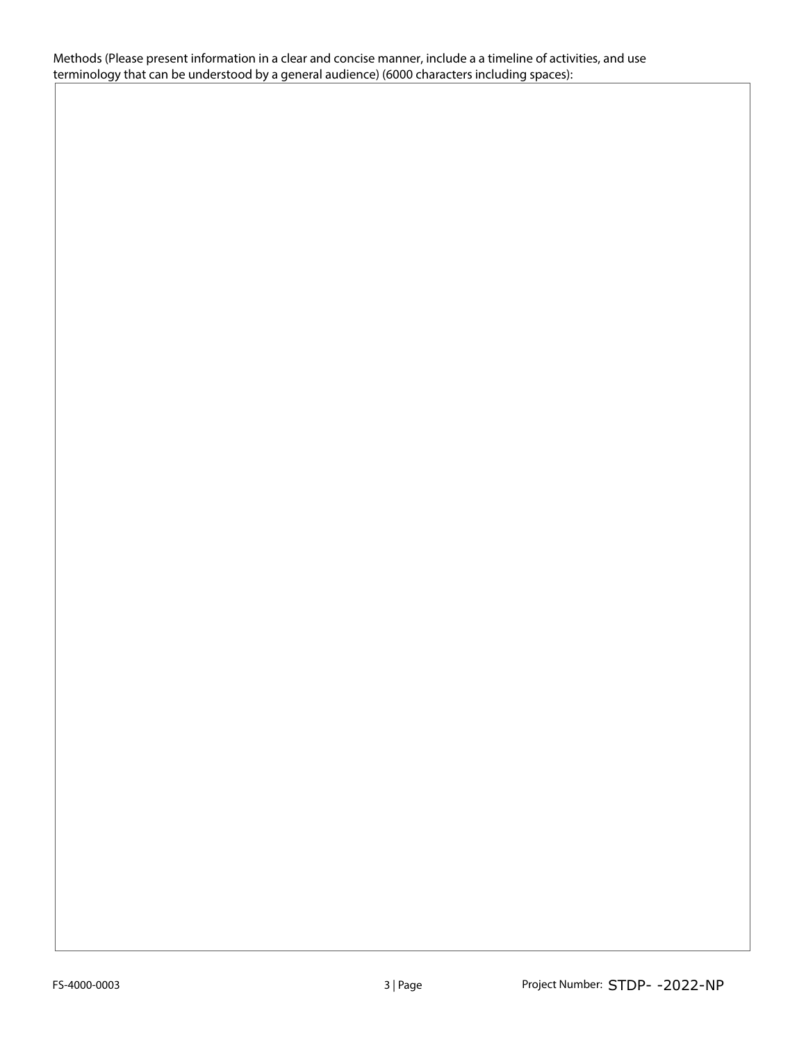Methods (Please present information in a clear and concise manner, include a a timeline of activities, and use terminology that can be understood by a general audience) (6000 characters including spaces):

| |
|---|
| |

Project Number: STDP- -2022-NP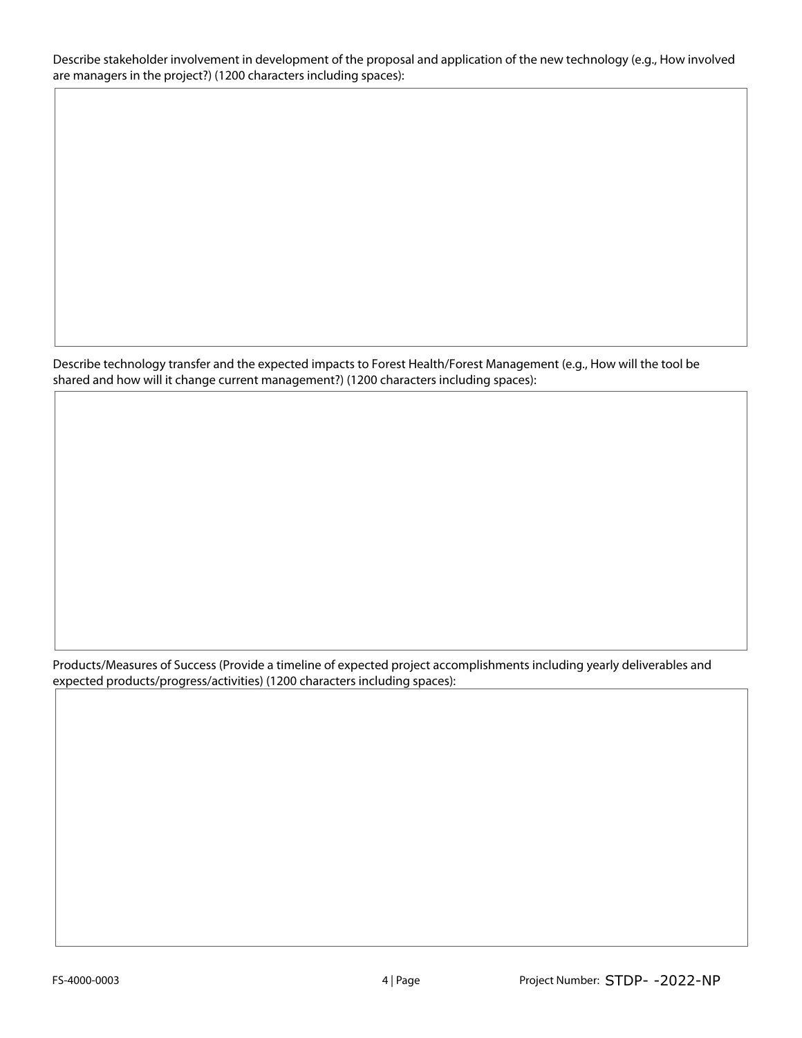Describe stakeholder involvement in development of the proposal and application of the new technology (e.g., How involved are managers in the project?) (1200 characters including spaces):

Describe technology transfer and the expected impacts to Forest Health/Forest Management (e.g., How will the tool be shared and how will it change current management?) (1200 characters including spaces):

Products/Measures of Success (Provide a timeline of expected project accomplishments including yearly deliverables and expected products/progress/activities) (1200 characters including spaces):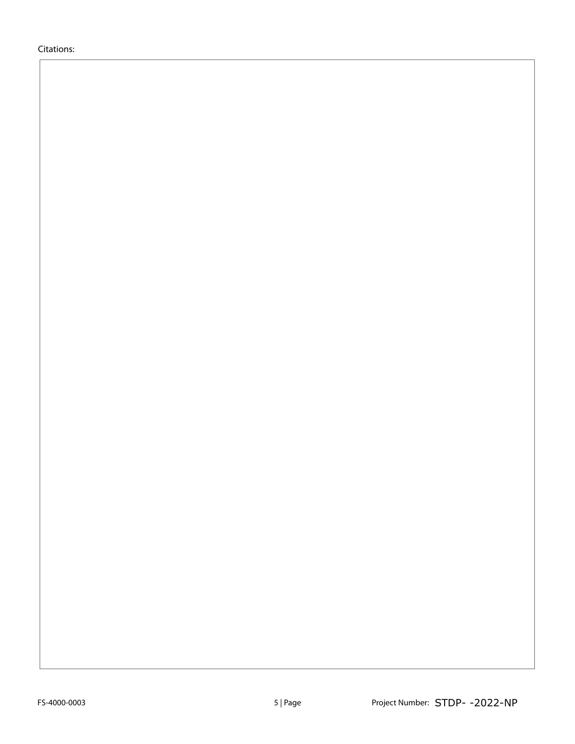Citations: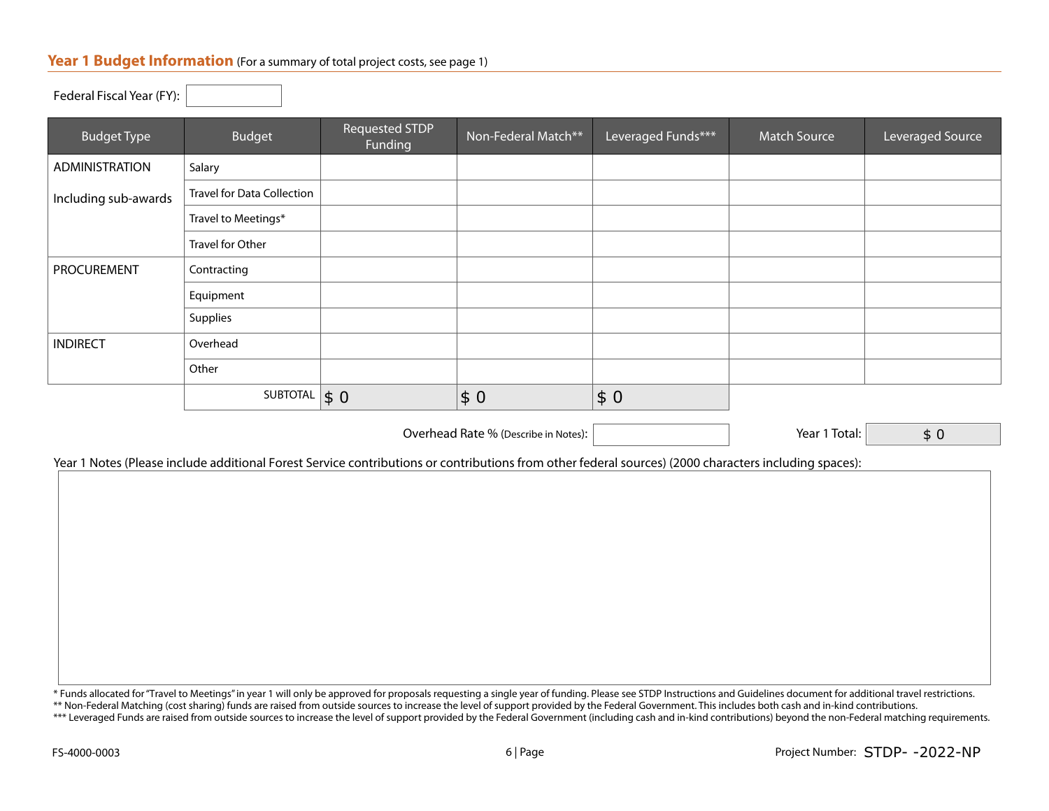## Year 1 Budget Information (For a summary of total project costs, see page 1)

Federal Fiscal Year (FY):

| Budget Type | Budget | Requested STDP Funding | Non-Federal Match** | Leveraged Funds*** | Match Source | Leveraged Source |
|---|---|---|---|---|---|---|
| ADMINISTRATION Including sub-awards | Salary | | | | | |
| | Travel for Data Collection | | | | | |
| | Travel to Meetings* | | | | | |
| | Travel for Other | | | | | |
| PROCUREMENT | Contracting | | | | | |
| | Equipment | | | | | |
| | Supplies | | | | | |
| INDIRECT | Overhead | | | | | |
| | Other | | | | | |
| | SUBTOTAL | $ 0 | $ 0 | $ 0 | | |

Overhead Rate % (Describe in Notes):

Year 1 Total: $ 0

Year 1 Notes (Please include additional Forest Service contributions or contributions from other federal sources) (2000 characters including spaces):

* Funds allocated for "Travel to Meetings" in year 1 will only be approved for proposals requesting a single year of funding. Please see STDP Instructions and Guidelines document for additional travel restrictions.

** Non-Federal Matching (cost sharing) funds are raised from outside sources to increase the level of support provided by the Federal Government. This includes both cash and in-kind contributions.

*** Leveraged Funds are raised from outside sources to increase the level of support provided by the Federal Government (including cash and in-kind contributions) beyond the non-Federal matching requirements.

FS-4000-0003

Project Number: STDP- -2022-NP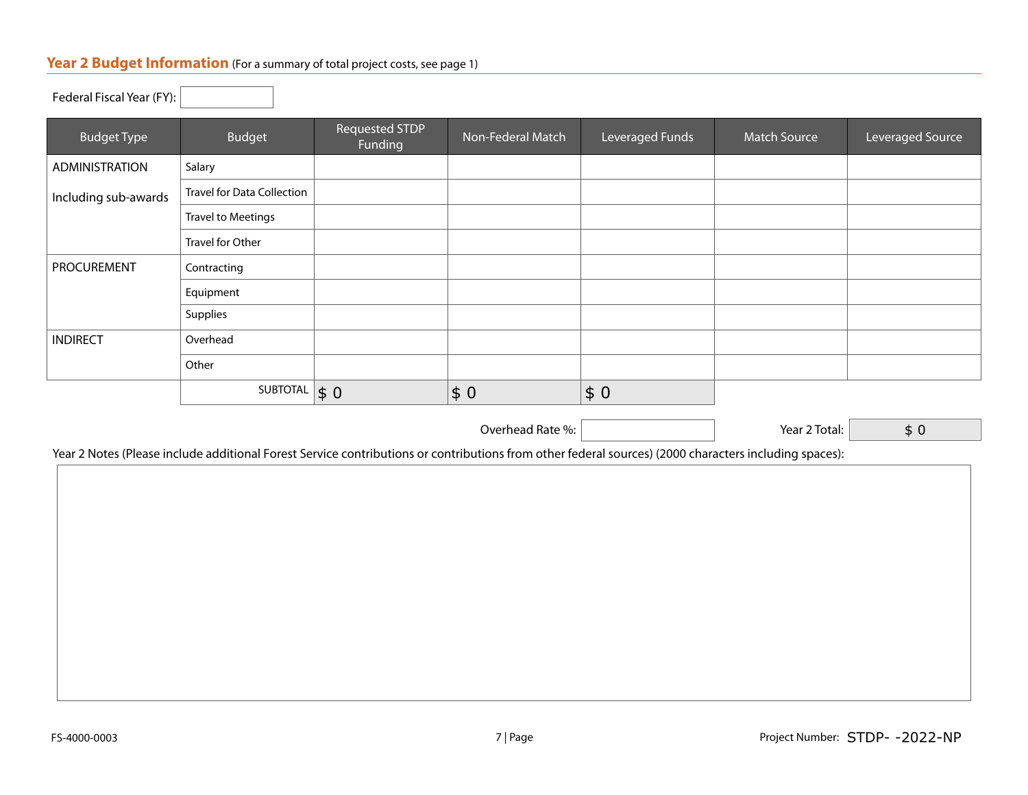## Year 2 Budget Information (For a summary of total project costs, see page 1)

Federal Fiscal Year (FY):

| Budget Type | Budget | Requested STDP Funding | Non-Federal Match | Leveraged Funds | Match Source | Leveraged Source |
|---|---|---|---|---|---|---|
| ADMINISTRATION Including sub-awards | Salary | | | | | |
| | Travel for Data Collection | | | | | |
| | Travel to Meetings | | | | | |
| | Travel for Other | | | | | |
| PROCUREMENT | Contracting | | | | | |
| | Equipment | | | | | |
| | Supplies | | | | | |
| INDIRECT | Overhead | | | | | |
| | Other | | | | | |
| | SUBTOTAL | $ 0 | $ 0 | $ 0 | | |

Overhead Rate %:

Year 2 Total: $ 0

Year 2 Notes (Please include additional Forest Service contributions or contributions from other federal sources) (2000 characters including spaces):

FS-4000-0003

Project Number: STDP- -2022-NP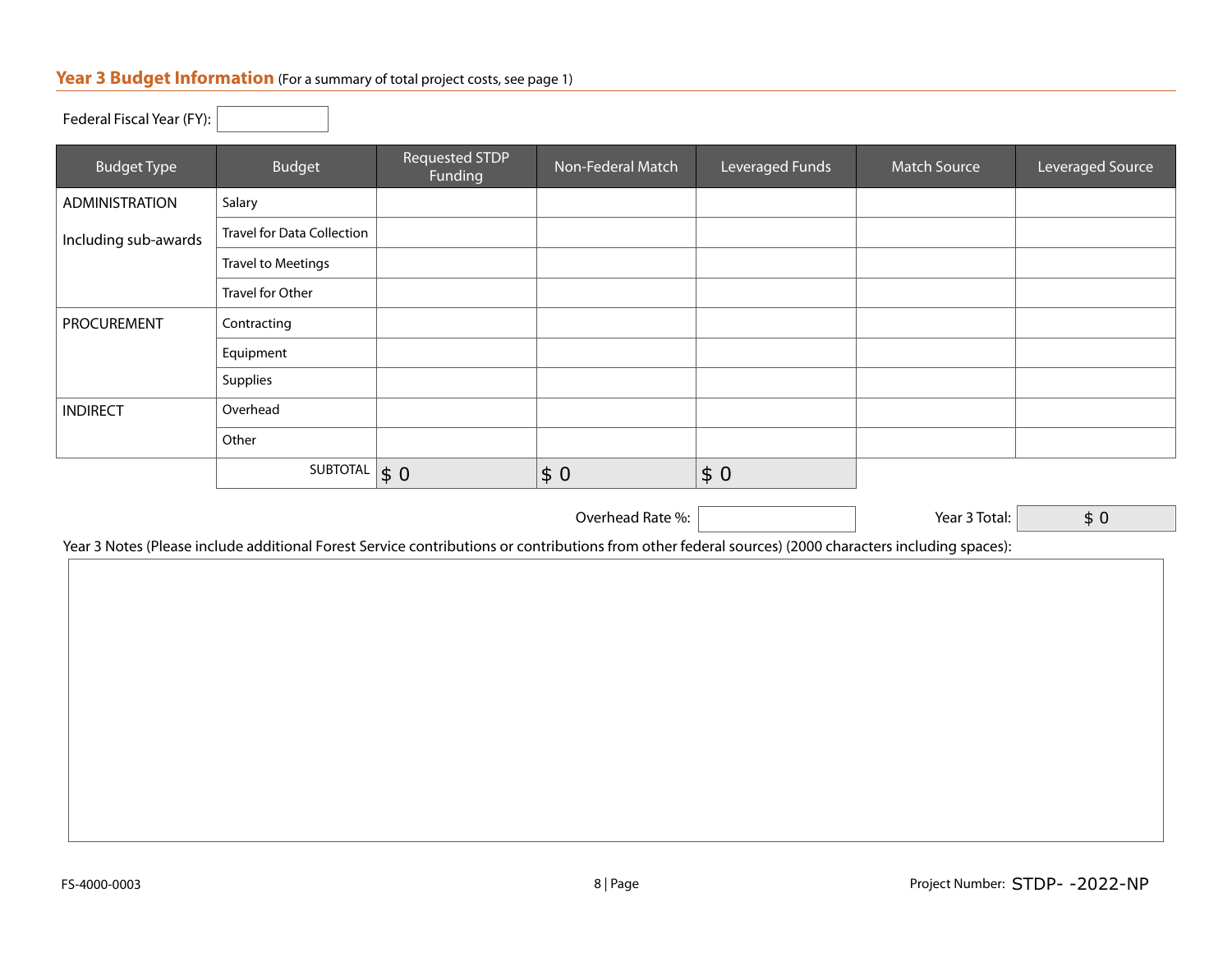## Year 3 Budget Information (For a summary of total project costs, see page 1)

Federal Fiscal Year (FY):

| Budget Type | Budget | Requested STDP Funding | Non-Federal Match | Leveraged Funds | Match Source | Leveraged Source |
|---|---|---|---|---|---|---|
| ADMINISTRATION Including sub-awards | Salary | | | | | |
| | Travel for Data Collection | | | | | |
| | Travel to Meetings | | | | | |
| | Travel for Other | | | | | |
| PROCUREMENT | Contracting | | | | | |
| | Equipment | | | | | |
| | Supplies | | | | | |
| INDIRECT | Overhead | | | | | |
| | Other | | | | | |
| | SUBTOTAL | $ 0 | $ 0 | $ 0 | | |

Overhead Rate %:

Year 3 Total: $ 0

Year 3 Notes (Please include additional Forest Service contributions or contributions from other federal sources) (2000 characters including spaces):

FS-4000-0003

Project Number: STDP- -2022-NP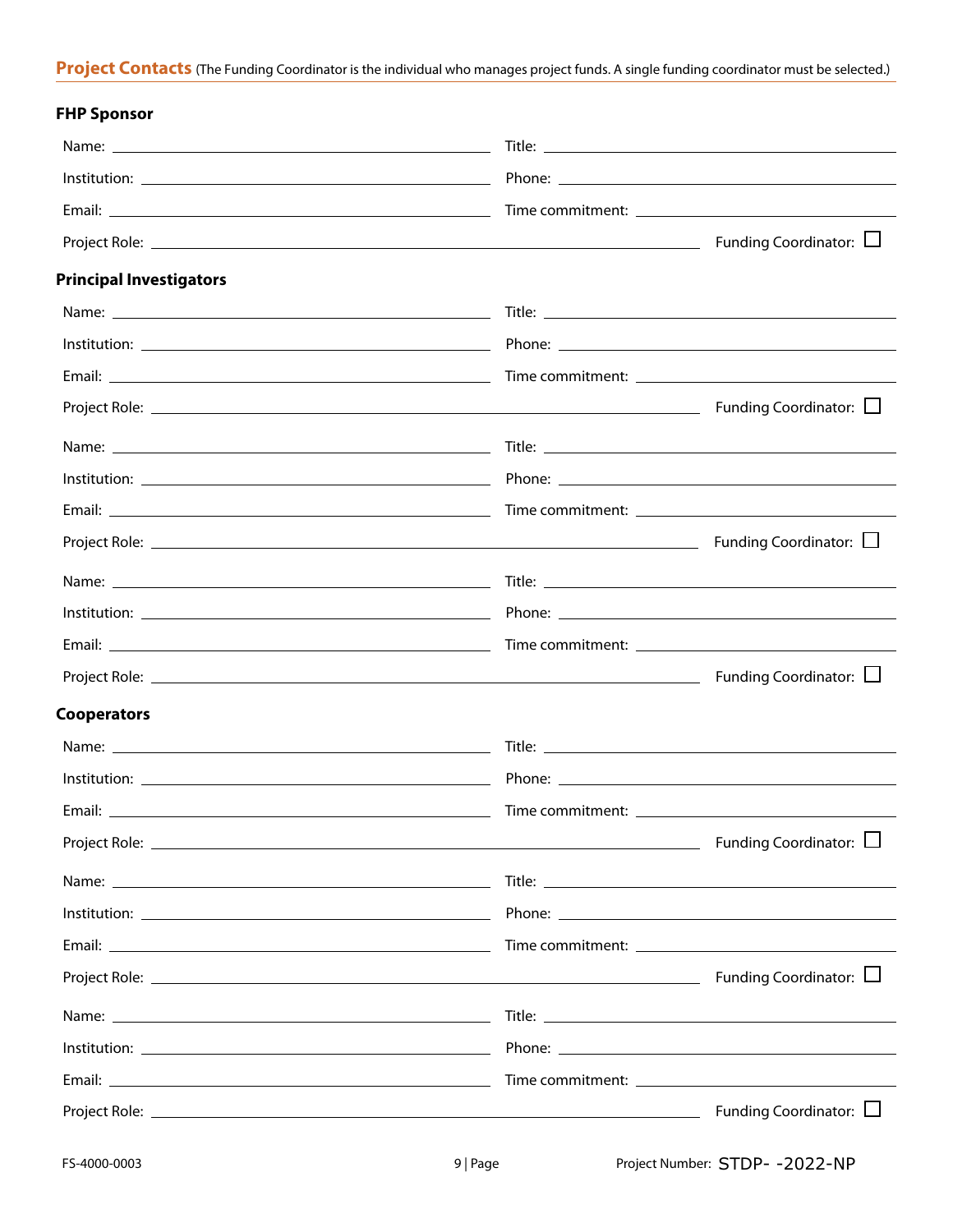## Project Contacts (The Funding Coordinator is the individual who manages project funds. A single funding coordinator must be selected.)

### FHP Sponsor

Name: ______________________ Title: ______________________

Institution: ______________________ Phone: ______________________

Email: ______________________ Time commitment: ______________________

Project Role: ______________________ Funding Coordinator: ☐

### Principal Investigators

Name: ______________________ Title: ______________________

Institution: ______________________ Phone: ______________________

Email: ______________________ Time commitment: ______________________

Project Role: ______________________ Funding Coordinator: ☐

Name: ______________________ Title: ______________________

Institution: ______________________ Phone: ______________________

Email: ______________________ Time commitment: ______________________

Project Role: ______________________ Funding Coordinator: ☐

Name: ______________________ Title: ______________________

Institution: ______________________ Phone: ______________________

Email: ______________________ Time commitment: ______________________

Project Role: ______________________ Funding Coordinator: ☐

### Cooperators

Name: ______________________ Title: ______________________

Institution: ______________________ Phone: ______________________

Email: ______________________ Time commitment: ______________________

Project Role: ______________________ Funding Coordinator: ☐

Name: ______________________ Title: ______________________

Institution: ______________________ Phone: ______________________

Email: ______________________ Time commitment: ______________________

Project Role: ______________________ Funding Coordinator: ☐

Name: ______________________ Title: ______________________

Institution: ______________________ Phone: ______________________

Email: ______________________ Time commitment: ______________________

Project Role: ______________________ Funding Coordinator: ☐

FS-4000-0003 Project Number: STDP- -2022-NP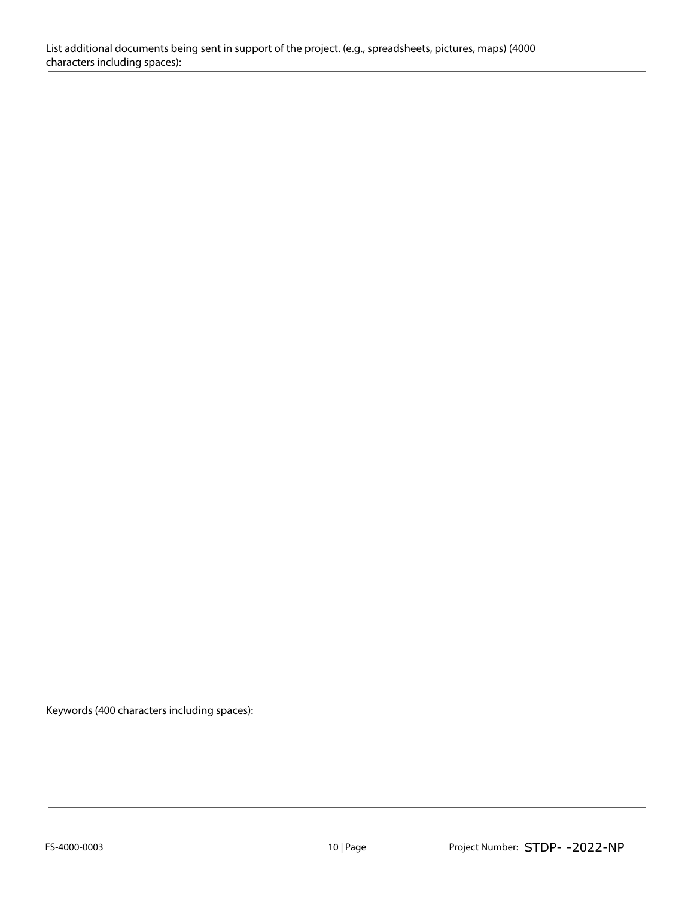List additional documents being sent in support of the project. (e.g., spreadsheets, pictures, maps) (4000 characters including spaces):

Keywords (400 characters including spaces):

FS-4000-0003

Project Number: STDP- -2022-NP